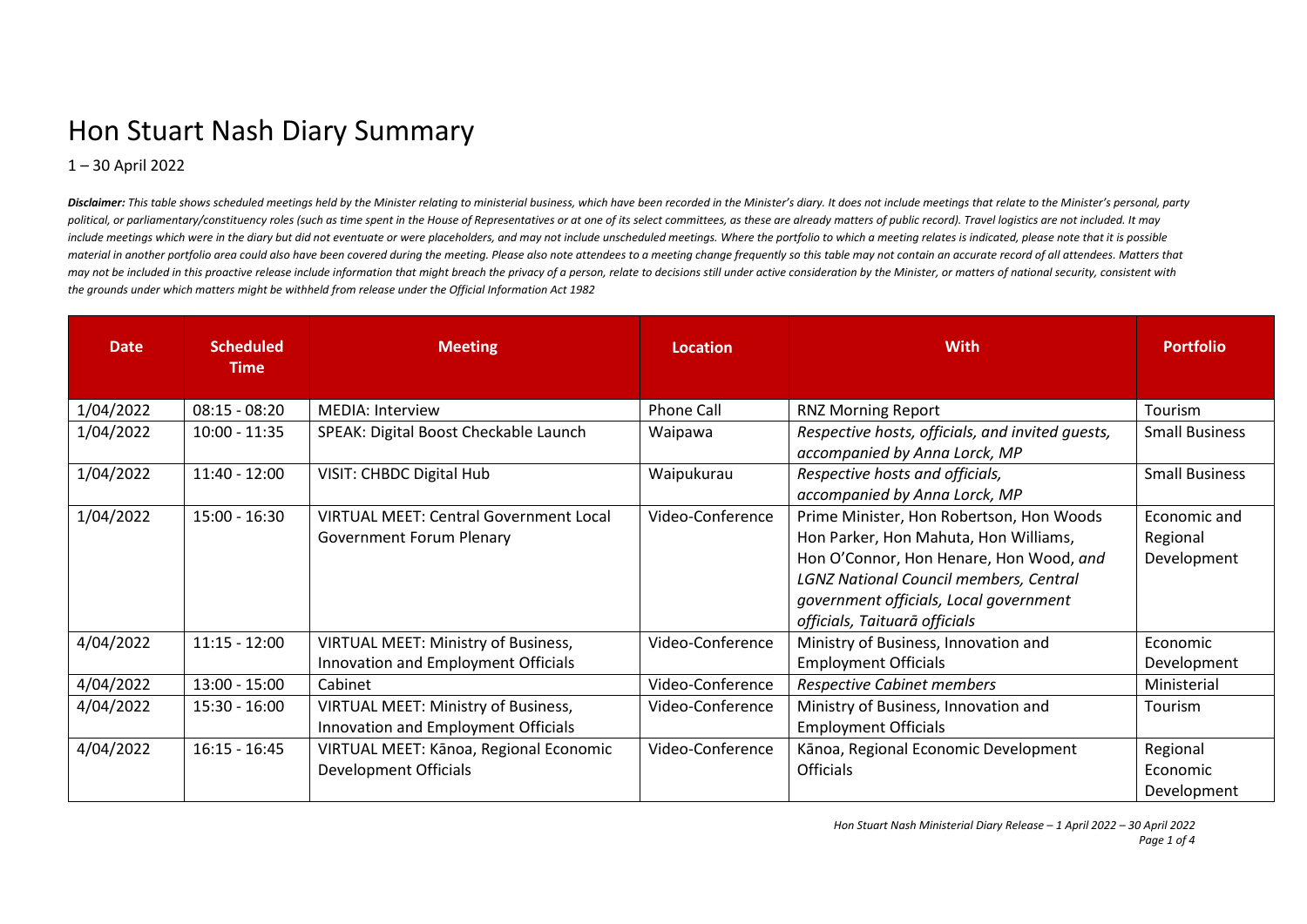# Hon Stuart Nash Diary Summary

1 – 30 April 2022

***Disclaimer:*** *This table shows scheduled meetings held by the Minister relating to ministerial business, which have been recorded in the Minister's diary. It does not include meetings that relate to the Minister's personal, party political, or parliamentary/constituency roles (such as time spent in the House of Representatives or at one of its select committees, as these are already matters of public record). Travel logistics are not included. It may include meetings which were in the diary but did not eventuate or were placeholders, and may not include unscheduled meetings. Where the portfolio to which a meeting relates is indicated, please note that it is possible material in another portfolio area could also have been covered during the meeting. Please also note attendees to a meeting change frequently so this table may not contain an accurate record of all attendees. Matters that may not be included in this proactive release include information that might breach the privacy of a person, relate to decisions still under active consideration by the Minister, or matters of national security, consistent with the grounds under which matters might be withheld from release under the Official Information Act 1982*

| Date | Scheduled Time | Meeting | Location | With | Portfolio |
|---|---|---|---|---|---|
| 1/04/2022 | 08:15 - 08:20 | MEDIA: Interview | Phone Call | RNZ Morning Report | Tourism |
| 1/04/2022 | 10:00 - 11:35 | SPEAK: Digital Boost Checkable Launch | Waipawa | *Respective hosts, officials, and invited guests, accompanied by Anna Lorck, MP* | Small Business |
| 1/04/2022 | 11:40 - 12:00 | VISIT: CHBDC Digital Hub | Waipukurau | *Respective hosts and officials, accompanied by Anna Lorck, MP* | Small Business |
| 1/04/2022 | 15:00 - 16:30 | VIRTUAL MEET: Central Government Local Government Forum Plenary | Video-Conference | Prime Minister, Hon Robertson, Hon Woods Hon Parker, Hon Mahuta, Hon Williams, Hon O'Connor, Hon Henare, Hon Wood, *and LGNZ National Council members, Central government officials, Local government officials, Taituarā officials* | Economic and Regional Development |
| 4/04/2022 | 11:15 - 12:00 | VIRTUAL MEET: Ministry of Business, Innovation and Employment Officials | Video-Conference | Ministry of Business, Innovation and Employment Officials | Economic Development |
| 4/04/2022 | 13:00 - 15:00 | Cabinet | Video-Conference | *Respective Cabinet members* | Ministerial |
| 4/04/2022 | 15:30 - 16:00 | VIRTUAL MEET: Ministry of Business, Innovation and Employment Officials | Video-Conference | Ministry of Business, Innovation and Employment Officials | Tourism |
| 4/04/2022 | 16:15 - 16:45 | VIRTUAL MEET: Kānoa, Regional Economic Development Officials | Video-Conference | Kānoa, Regional Economic Development Officials | Regional Economic Development |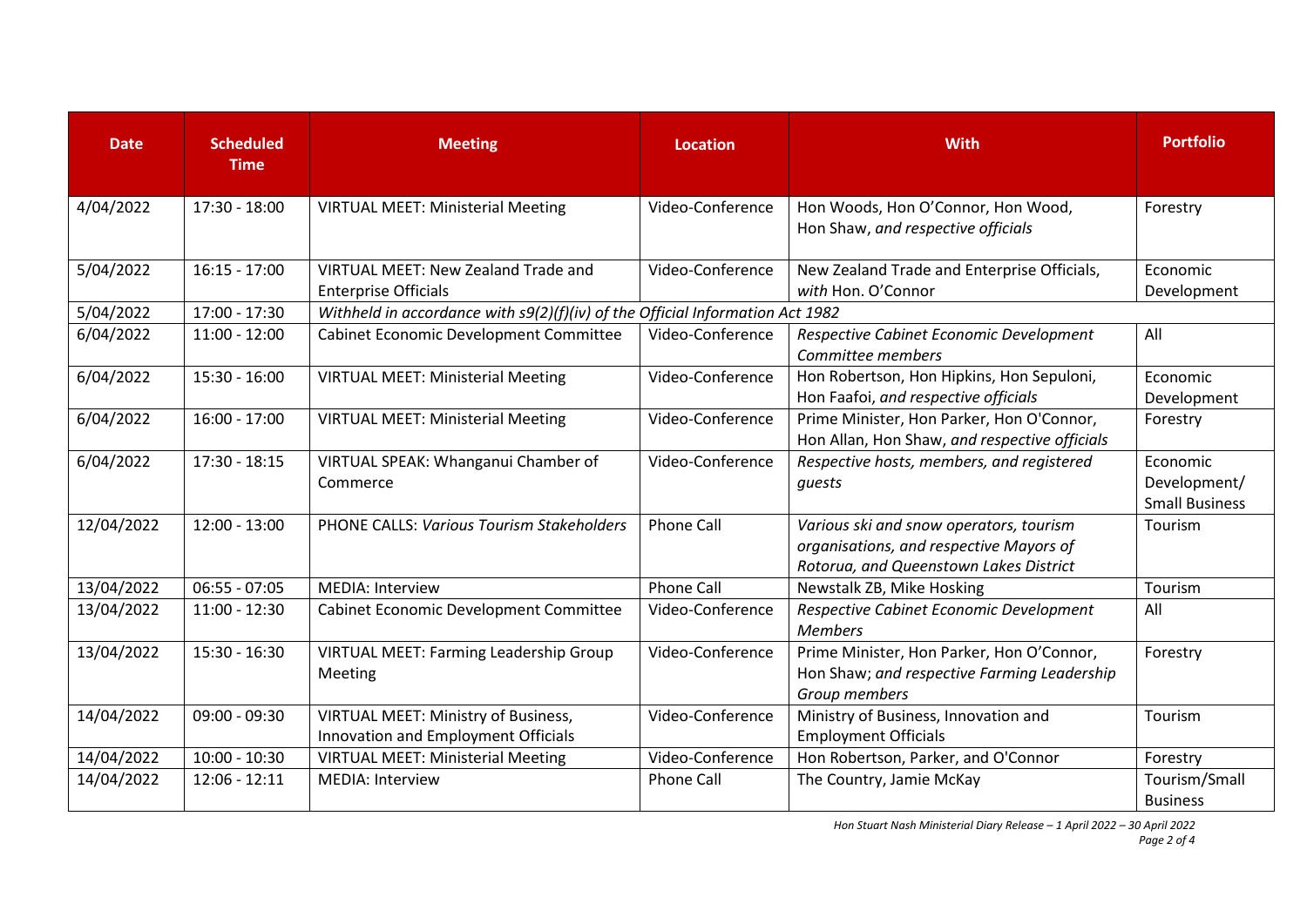| Date | Scheduled Time | Meeting | Location | With | Portfolio |
|---|---|---|---|---|---|
| 4/04/2022 | 17:30 - 18:00 | VIRTUAL MEET: Ministerial Meeting | Video-Conference | Hon Woods, Hon O'Connor, Hon Wood, Hon Shaw, *and respective officials* | Forestry |
| 5/04/2022 | 16:15 - 17:00 | VIRTUAL MEET: New Zealand Trade and Enterprise Officials | Video-Conference | New Zealand Trade and Enterprise Officials, *with* Hon. O'Connor | Economic Development |
| 5/04/2022 | 17:00 - 17:30 | *Withheld in accordance with s9(2)(f)(iv) of the Official Information Act 1982* | | | |
| 6/04/2022 | 11:00 - 12:00 | Cabinet Economic Development Committee | Video-Conference | *Respective Cabinet Economic Development Committee members* | All |
| 6/04/2022 | 15:30 - 16:00 | VIRTUAL MEET: Ministerial Meeting | Video-Conference | Hon Robertson, Hon Hipkins, Hon Sepuloni, Hon Faafoi, *and respective officials* | Economic Development |
| 6/04/2022 | 16:00 - 17:00 | VIRTUAL MEET: Ministerial Meeting | Video-Conference | Prime Minister, Hon Parker, Hon O'Connor, Hon Allan, Hon Shaw, *and respective officials* | Forestry |
| 6/04/2022 | 17:30 - 18:15 | VIRTUAL SPEAK: Whanganui Chamber of Commerce | Video-Conference | *Respective hosts, members, and registered guests* | Economic Development/ Small Business |
| 12/04/2022 | 12:00 - 13:00 | PHONE CALLS: *Various Tourism Stakeholders* | Phone Call | *Various ski and snow operators, tourism organisations, and respective Mayors of Rotorua, and Queenstown Lakes District* | Tourism |
| 13/04/2022 | 06:55 - 07:05 | MEDIA: Interview | Phone Call | Newstalk ZB, Mike Hosking | Tourism |
| 13/04/2022 | 11:00 - 12:30 | Cabinet Economic Development Committee | Video-Conference | *Respective Cabinet Economic Development Members* | All |
| 13/04/2022 | 15:30 - 16:30 | VIRTUAL MEET: Farming Leadership Group Meeting | Video-Conference | Prime Minister, Hon Parker, Hon O'Connor, Hon Shaw; *and respective Farming Leadership Group members* | Forestry |
| 14/04/2022 | 09:00 - 09:30 | VIRTUAL MEET: Ministry of Business, Innovation and Employment Officials | Video-Conference | Ministry of Business, Innovation and Employment Officials | Tourism |
| 14/04/2022 | 10:00 - 10:30 | VIRTUAL MEET: Ministerial Meeting | Video-Conference | Hon Robertson, Parker, and O'Connor | Forestry |
| 14/04/2022 | 12:06 - 12:11 | MEDIA: Interview | Phone Call | The Country, Jamie McKay | Tourism/Small Business |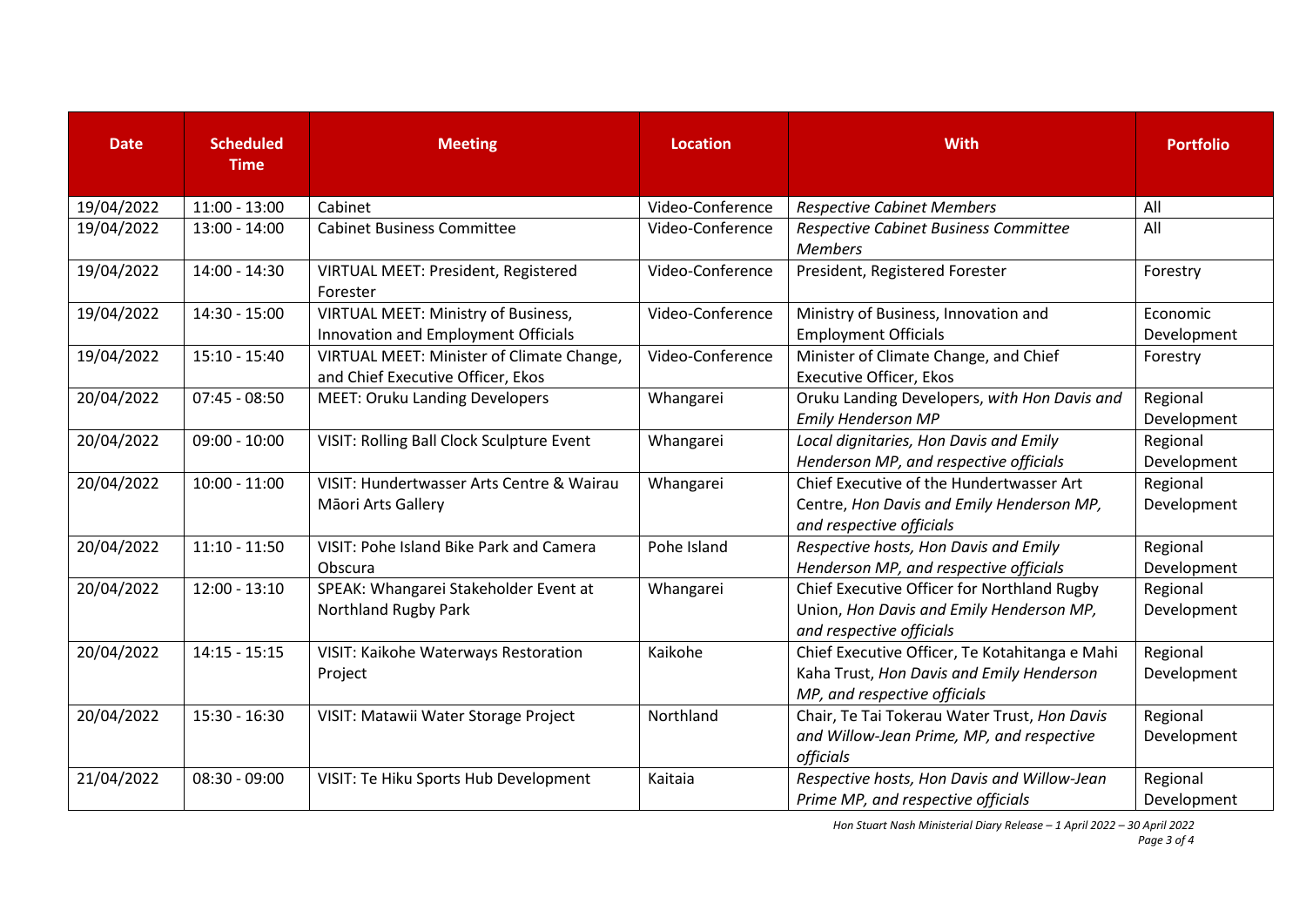| Date | Scheduled Time | Meeting | Location | With | Portfolio |
|---|---|---|---|---|---|
| 19/04/2022 | 11:00 - 13:00 | Cabinet | Video-Conference | *Respective Cabinet Members* | All |
| 19/04/2022 | 13:00 - 14:00 | Cabinet Business Committee | Video-Conference | *Respective Cabinet Business Committee Members* | All |
| 19/04/2022 | 14:00 - 14:30 | VIRTUAL MEET: President, Registered Forester | Video-Conference | President, Registered Forester | Forestry |
| 19/04/2022 | 14:30 - 15:00 | VIRTUAL MEET: Ministry of Business, Innovation and Employment Officials | Video-Conference | Ministry of Business, Innovation and Employment Officials | Economic Development |
| 19/04/2022 | 15:10 - 15:40 | VIRTUAL MEET: Minister of Climate Change, and Chief Executive Officer, Ekos | Video-Conference | Minister of Climate Change, and Chief Executive Officer, Ekos | Forestry |
| 20/04/2022 | 07:45 - 08:50 | MEET: Oruku Landing Developers | Whangarei | Oruku Landing Developers, *with Hon Davis and Emily Henderson MP* | Regional Development |
| 20/04/2022 | 09:00 - 10:00 | VISIT: Rolling Ball Clock Sculpture Event | Whangarei | *Local dignitaries, Hon Davis and Emily Henderson MP, and respective officials* | Regional Development |
| 20/04/2022 | 10:00 - 11:00 | VISIT: Hundertwasser Arts Centre & Wairau Māori Arts Gallery | Whangarei | Chief Executive of the Hundertwasser Art Centre, *Hon Davis and Emily Henderson MP, and respective officials* | Regional Development |
| 20/04/2022 | 11:10 - 11:50 | VISIT: Pohe Island Bike Park and Camera Obscura | Pohe Island | *Respective hosts, Hon Davis and Emily Henderson MP, and respective officials* | Regional Development |
| 20/04/2022 | 12:00 - 13:10 | SPEAK: Whangarei Stakeholder Event at Northland Rugby Park | Whangarei | Chief Executive Officer for Northland Rugby Union, *Hon Davis and Emily Henderson MP, and respective officials* | Regional Development |
| 20/04/2022 | 14:15 - 15:15 | VISIT: Kaikohe Waterways Restoration Project | Kaikohe | Chief Executive Officer, Te Kotahitanga e Mahi Kaha Trust, *Hon Davis and Emily Henderson MP, and respective officials* | Regional Development |
| 20/04/2022 | 15:30 - 16:30 | VISIT: Matawii Water Storage Project | Northland | Chair, Te Tai Tokerau Water Trust, *Hon Davis and Willow-Jean Prime, MP, and respective officials* | Regional Development |
| 21/04/2022 | 08:30 - 09:00 | VISIT: Te Hiku Sports Hub Development | Kaitaia | *Respective hosts, Hon Davis and Willow-Jean Prime MP, and respective officials* | Regional Development |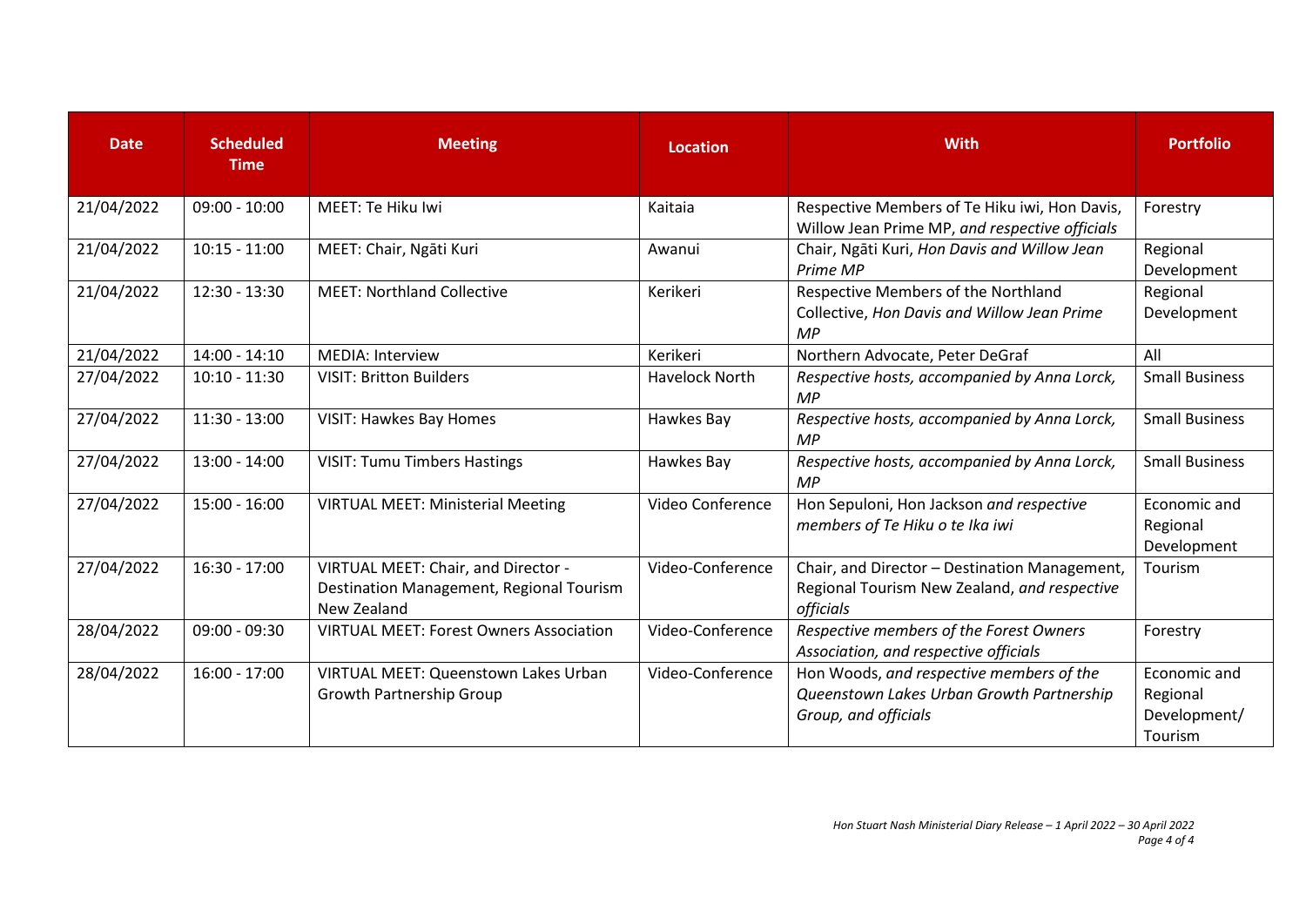| Date | Scheduled Time | Meeting | Location | With | Portfolio |
|---|---|---|---|---|---|
| 21/04/2022 | 09:00 - 10:00 | MEET: Te Hiku Iwi | Kaitaia | Respective Members of Te Hiku iwi, Hon Davis, Willow Jean Prime MP, *and respective officials* | Forestry |
| 21/04/2022 | 10:15 - 11:00 | MEET: Chair, Ngāti Kuri | Awanui | Chair, Ngāti Kuri, *Hon Davis and Willow Jean Prime MP* | Regional Development |
| 21/04/2022 | 12:30 - 13:30 | MEET: Northland Collective | Kerikeri | Respective Members of the Northland Collective, *Hon Davis and Willow Jean Prime MP* | Regional Development |
| 21/04/2022 | 14:00 - 14:10 | MEDIA: Interview | Kerikeri | Northern Advocate, Peter DeGraf | All |
| 27/04/2022 | 10:10 - 11:30 | VISIT: Britton Builders | Havelock North | *Respective hosts, accompanied by Anna Lorck, MP* | Small Business |
| 27/04/2022 | 11:30 - 13:00 | VISIT: Hawkes Bay Homes | Hawkes Bay | *Respective hosts, accompanied by Anna Lorck, MP* | Small Business |
| 27/04/2022 | 13:00 - 14:00 | VISIT: Tumu Timbers Hastings | Hawkes Bay | *Respective hosts, accompanied by Anna Lorck, MP* | Small Business |
| 27/04/2022 | 15:00 - 16:00 | VIRTUAL MEET: Ministerial Meeting | Video Conference | Hon Sepuloni, Hon Jackson *and respective members of Te Hiku o te Ika iwi* | Economic and Regional Development |
| 27/04/2022 | 16:30 - 17:00 | VIRTUAL MEET: Chair, and Director - Destination Management, Regional Tourism New Zealand | Video-Conference | Chair, and Director – Destination Management, Regional Tourism New Zealand, *and respective officials* | Tourism |
| 28/04/2022 | 09:00 - 09:30 | VIRTUAL MEET: Forest Owners Association | Video-Conference | *Respective members of the Forest Owners Association, and respective officials* | Forestry |
| 28/04/2022 | 16:00 - 17:00 | VIRTUAL MEET: Queenstown Lakes Urban Growth Partnership Group | Video-Conference | Hon Woods, *and respective members of the Queenstown Lakes Urban Growth Partnership Group, and officials* | Economic and Regional Development/ Tourism |